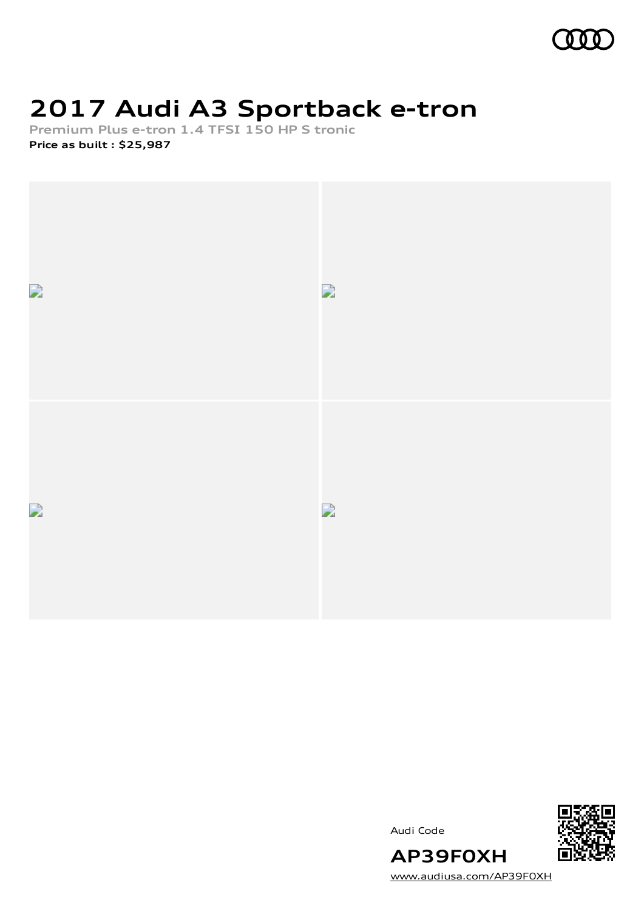# 2017 Audi A3 Sportback e-tron

**Premium Plus e-tron 1.4 TFSI 150 HP S tronic**

**Price as built : $25,987**

Audi Code

**AP39F0XH**

www.audiusa.com/AP39F0XH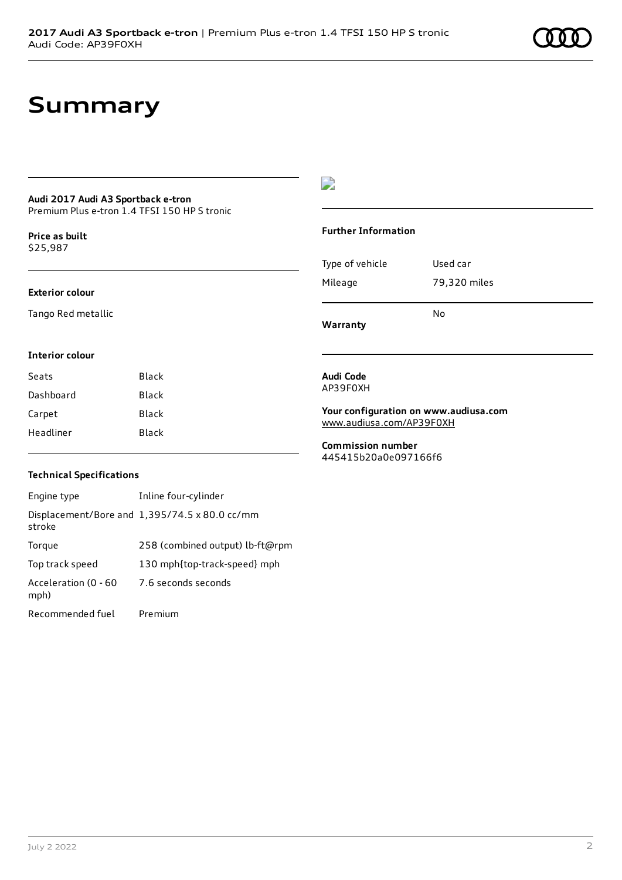# Summary

**Audi 2017 Audi A3 Sportback e-tron**
Premium Plus e-tron 1.4 TFSI 150 HP S tronic

**Price as built**
$25,987

**Exterior colour**

Tango Red metallic

**Interior colour**

| Seats | Black |
| --- | --- |
| Dashboard | Black |
| Carpet | Black |
| Headliner | Black |

**Technical Specifications**

| Engine type | Inline four-cylinder |
| --- | --- |
| Displacement/Bore and stroke | 1,395/74.5 x 80.0 cc/mm |
| Torque | 258 (combined output) lb-ft@rpm |
| Top track speed | 130 mph{top-track-speed} mph |
| Acceleration (0 - 60 mph) | 7.6 seconds seconds |
| Recommended fuel | Premium |

**Further Information**

| Type of vehicle | Used car |
| --- | --- |
| Mileage | 79,320 miles |
| **Warranty** | No |

**Audi Code**
AP39F0XH

**Your configuration on www.audiusa.com**
www.audiusa.com/AP39F0XH

**Commission number**
445415b20a0e097166f6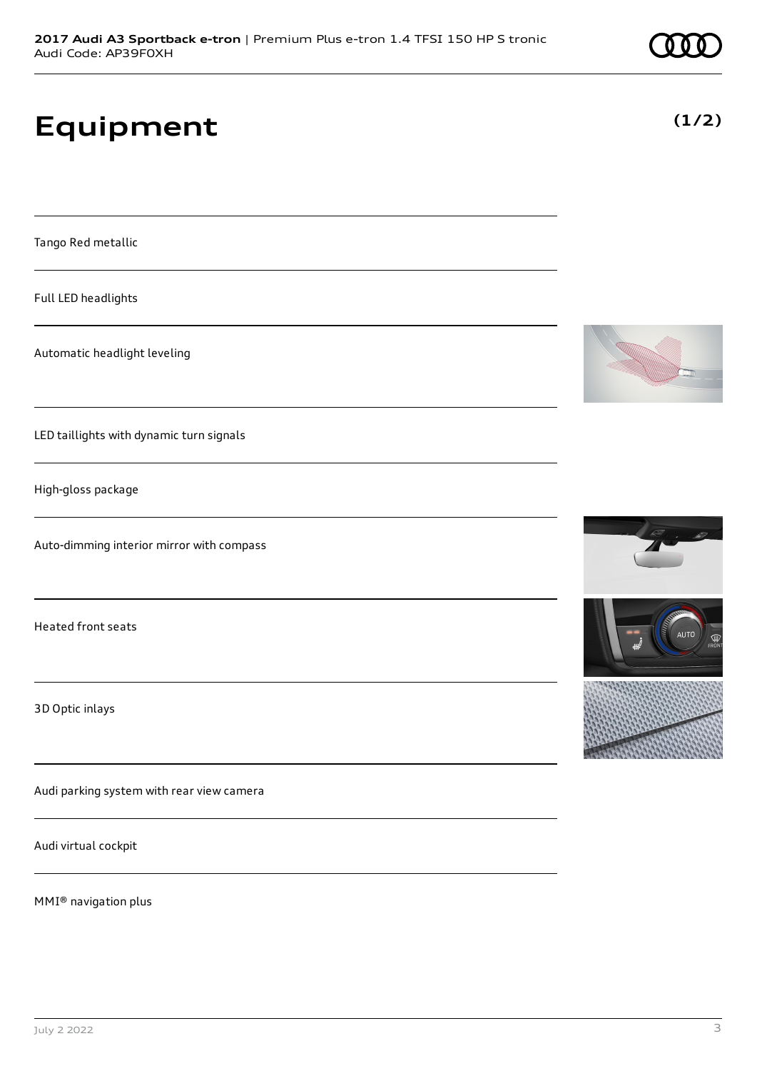# Equipment

(1/2)

Tango Red metallic

Full LED headlights

Automatic headlight leveling

LED taillights with dynamic turn signals

High-gloss package

Auto-dimming interior mirror with compass

Heated front seats

3D Optic inlays

Audi parking system with rear view camera

Audi virtual cockpit

MMI® navigation plus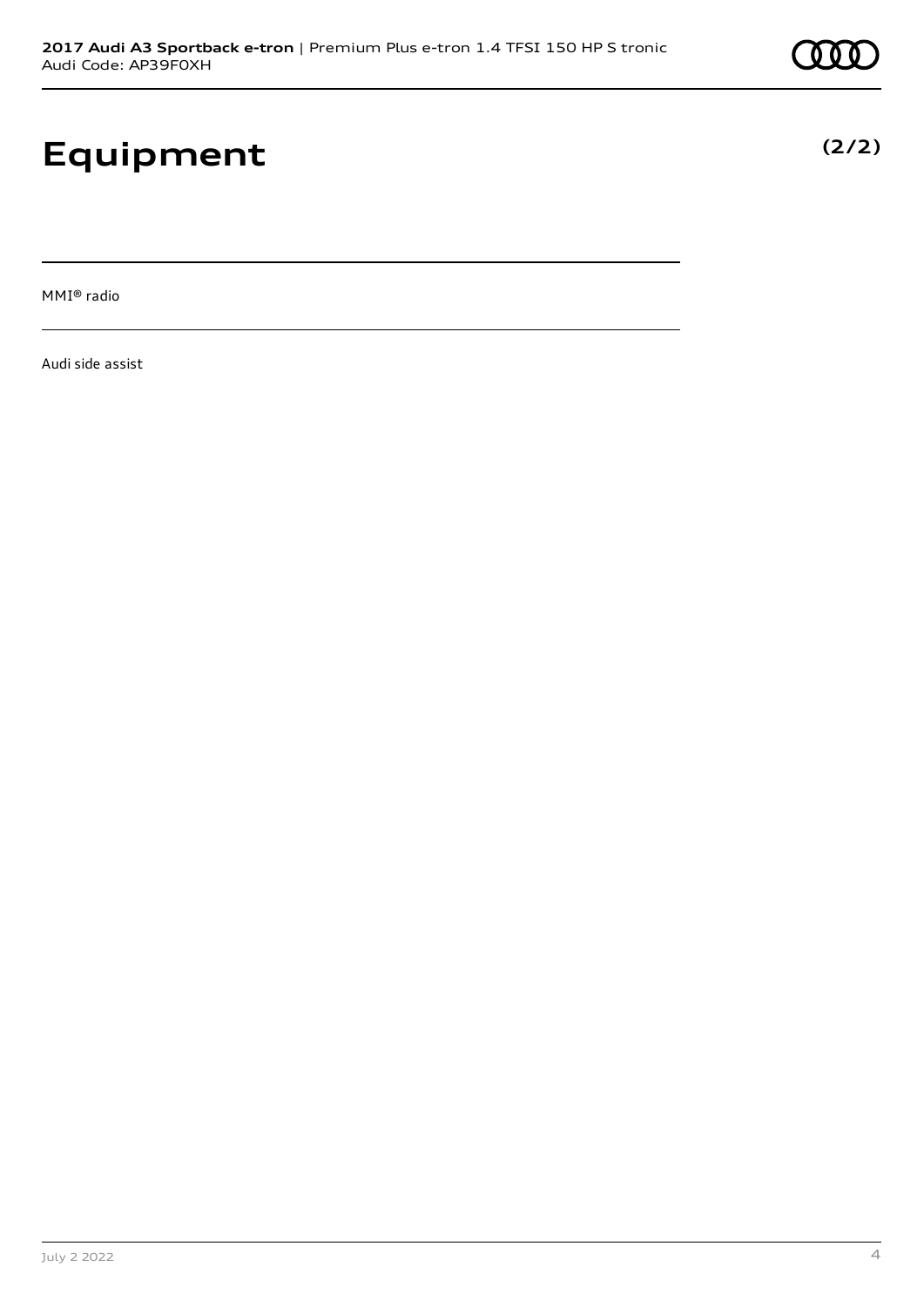# Equipment

**(2/2)**

---

MMI® radio

---

Audi side assist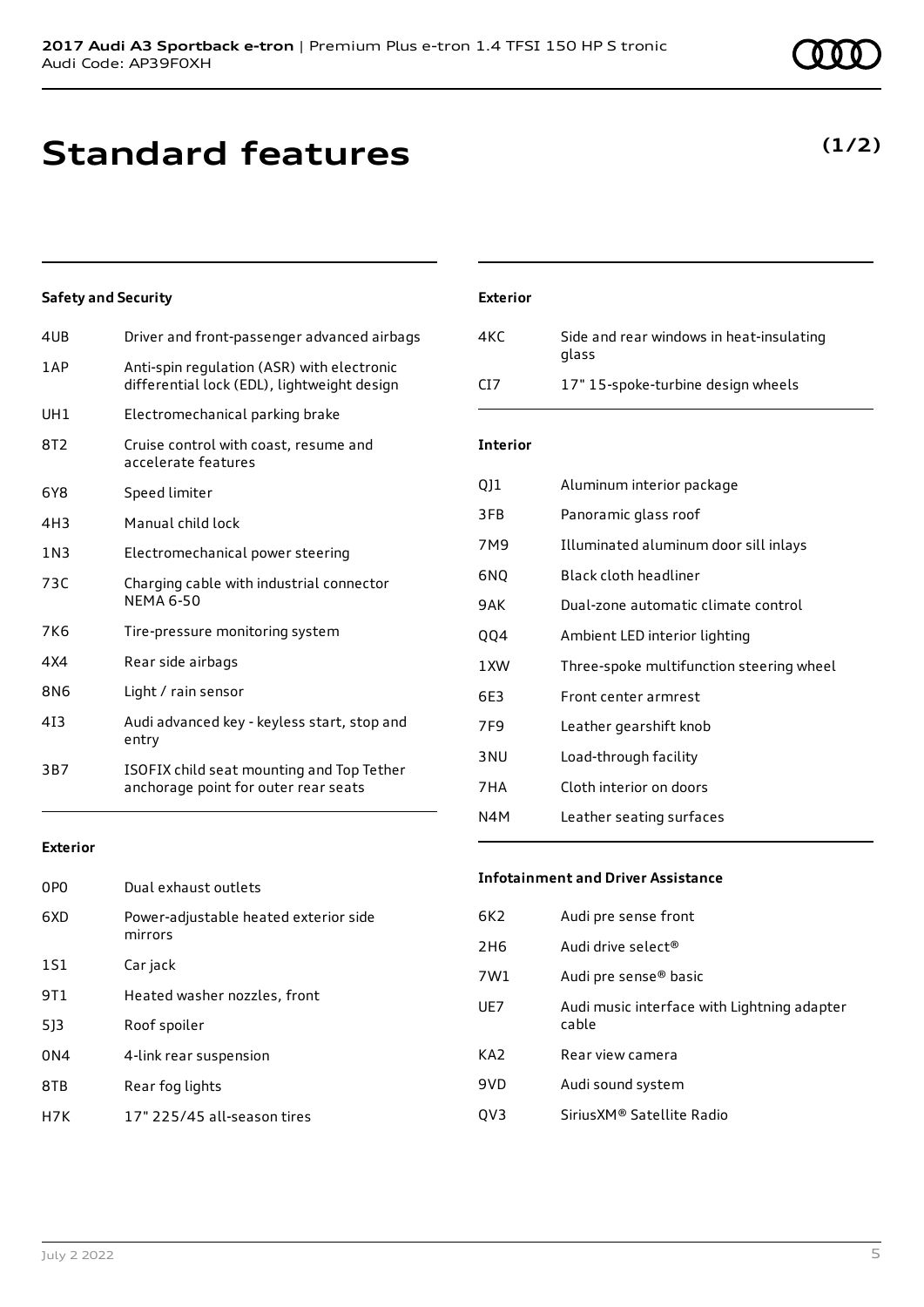# Standard features

**(1/2)**

### Safety and Security

| | |
|---|---|
| 4UB | Driver and front-passenger advanced airbags |
| 1AP | Anti-spin regulation (ASR) with electronic differential lock (EDL), lightweight design |
| UH1 | Electromechanical parking brake |
| 8T2 | Cruise control with coast, resume and accelerate features |
| 6Y8 | Speed limiter |
| 4H3 | Manual child lock |
| 1N3 | Electromechanical power steering |
| 73C | Charging cable with industrial connector NEMA 6-50 |
| 7K6 | Tire-pressure monitoring system |
| 4X4 | Rear side airbags |
| 8N6 | Light / rain sensor |
| 4I3 | Audi advanced key - keyless start, stop and entry |
| 3B7 | ISOFIX child seat mounting and Top Tether anchorage point for outer rear seats |

### Exterior

| | |
|---|---|
| 0P0 | Dual exhaust outlets |
| 6XD | Power-adjustable heated exterior side mirrors |
| 1S1 | Car jack |
| 9T1 | Heated washer nozzles, front |
| 5J3 | Roof spoiler |
| 0N4 | 4-link rear suspension |
| 8TB | Rear fog lights |
| H7K | 17" 225/45 all-season tires |
| 4KC | Side and rear windows in heat-insulating glass |
| CI7 | 17" 15-spoke-turbine design wheels |

### Interior

| | |
|---|---|
| QJ1 | Aluminum interior package |
| 3FB | Panoramic glass roof |
| 7M9 | Illuminated aluminum door sill inlays |
| 6NQ | Black cloth headliner |
| 9AK | Dual-zone automatic climate control |
| QQ4 | Ambient LED interior lighting |
| 1XW | Three-spoke multifunction steering wheel |
| 6E3 | Front center armrest |
| 7F9 | Leather gearshift knob |
| 3NU | Load-through facility |
| 7HA | Cloth interior on doors |
| N4M | Leather seating surfaces |

### Infotainment and Driver Assistance

| | |
|---|---|
| 6K2 | Audi pre sense front |
| 2H6 | Audi drive select® |
| 7W1 | Audi pre sense® basic |
| UE7 | Audi music interface with Lightning adapter cable |
| KA2 | Rear view camera |
| 9VD | Audi sound system |
| QV3 | SiriusXM® Satellite Radio |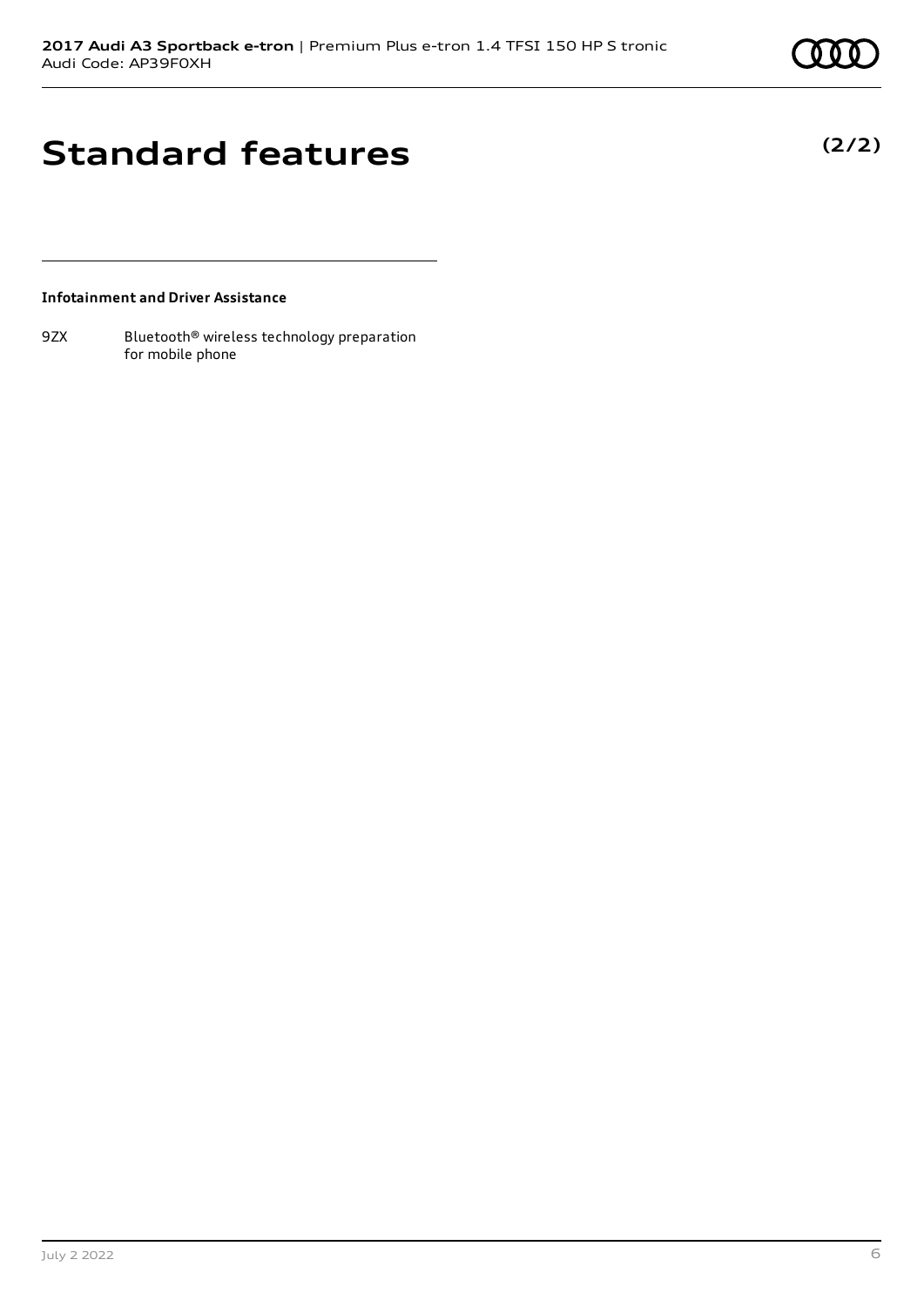# Standard features

**(2/2)**

### Infotainment and Driver Assistance

| | |
|---|---|
| 9ZX | Bluetooth® wireless technology preparation for mobile phone |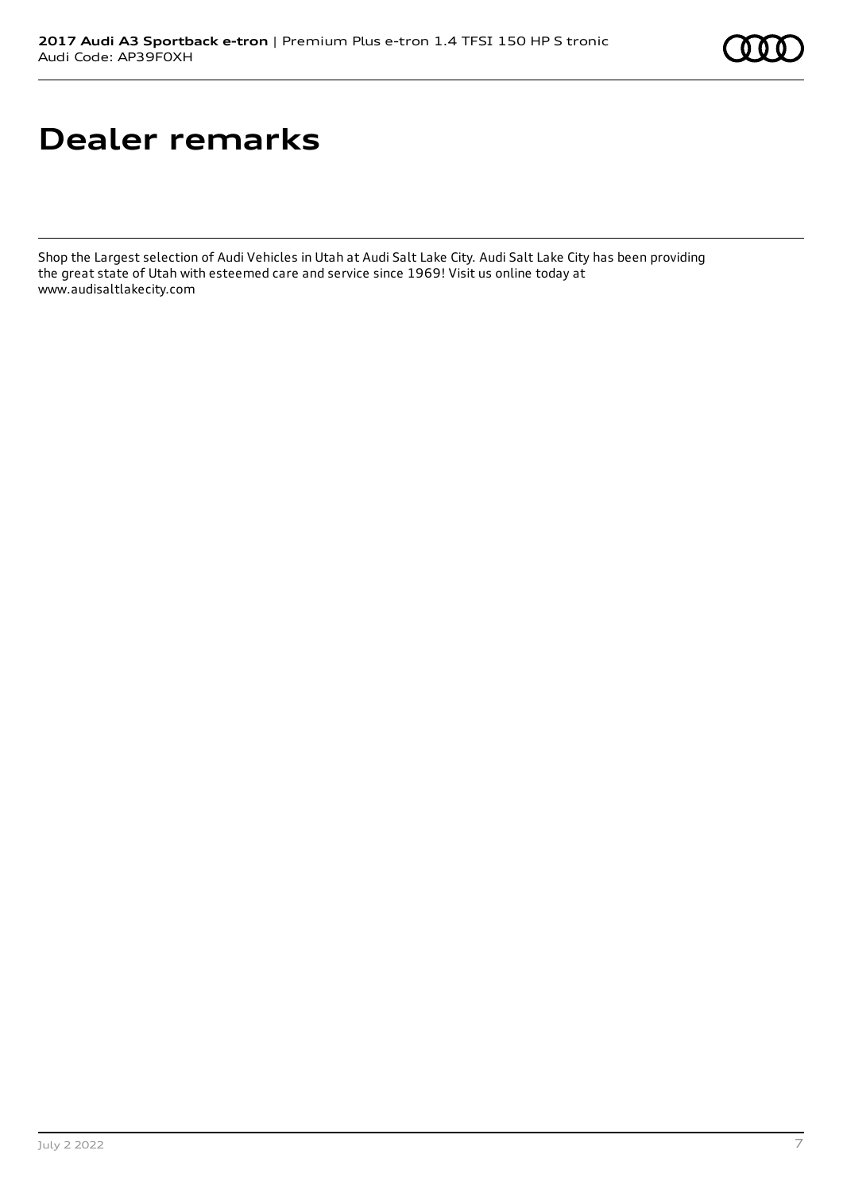# Dealer remarks

Shop the Largest selection of Audi Vehicles in Utah at Audi Salt Lake City. Audi Salt Lake City has been providing the great state of Utah with esteemed care and service since 1969! Visit us online today at www.audisaltlakecity.com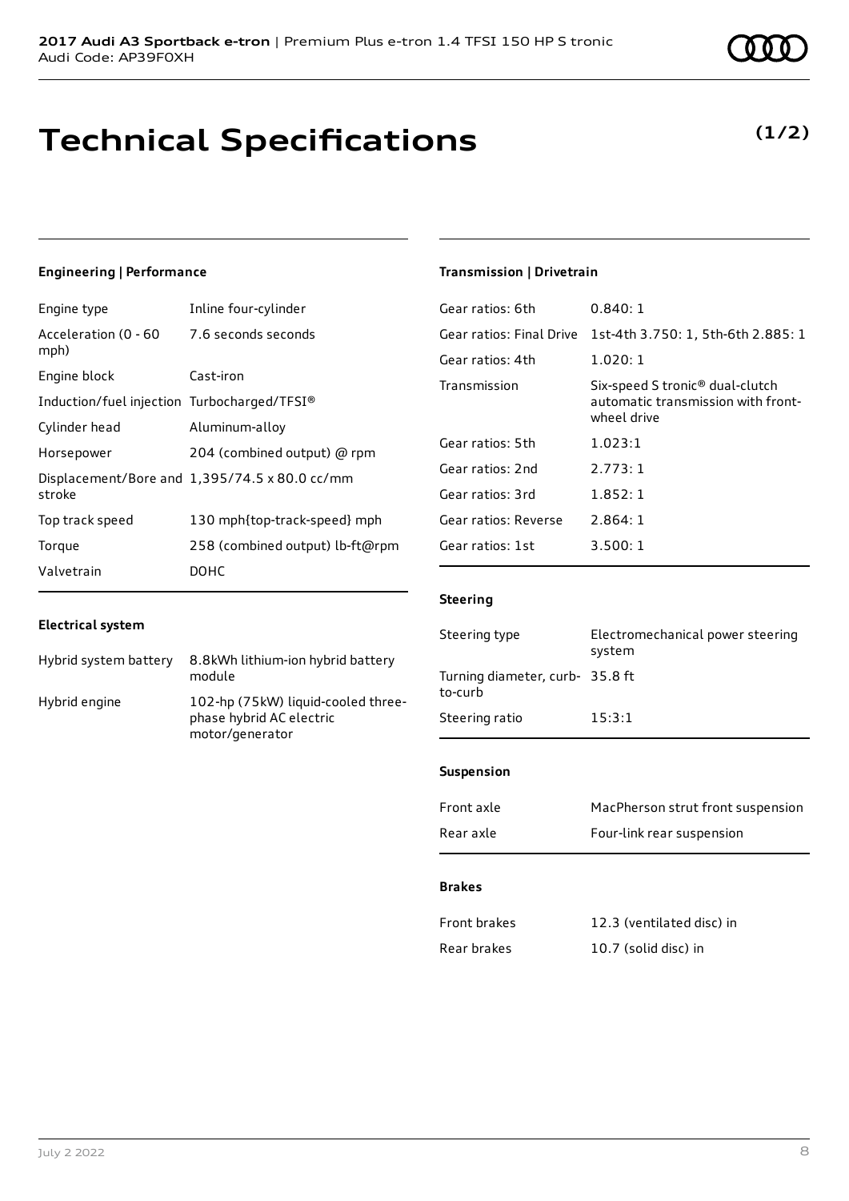# Technical Specifications

**(1/2)**

### Engineering | Performance

| | |
|---|---|
| Engine type | Inline four-cylinder |
| Acceleration (0 - 60 mph) | 7.6 seconds seconds |
| Engine block | Cast-iron |
| Induction/fuel injection | Turbocharged/TFSI® |
| Cylinder head | Aluminum-alloy |
| Horsepower | 204 (combined output) @ rpm |
| Displacement/Bore and stroke | 1,395/74.5 x 80.0 cc/mm |
| Top track speed | 130 mph{top-track-speed} mph |
| Torque | 258 (combined output) lb-ft@rpm |
| Valvetrain | DOHC |

### Electrical system

| | |
|---|---|
| Hybrid system battery | 8.8kWh lithium-ion hybrid battery module |
| Hybrid engine | 102-hp (75kW) liquid-cooled three-phase hybrid AC electric motor/generator |

### Transmission | Drivetrain

| | |
|---|---|
| Gear ratios: 6th | 0.840: 1 |
| Gear ratios: Final Drive | 1st-4th 3.750: 1, 5th-6th 2.885: 1 |
| Gear ratios: 4th | 1.020: 1 |
| Transmission | Six-speed S tronic® dual-clutch automatic transmission with front-wheel drive |
| Gear ratios: 5th | 1.023:1 |
| Gear ratios: 2nd | 2.773: 1 |
| Gear ratios: 3rd | 1.852: 1 |
| Gear ratios: Reverse | 2.864: 1 |
| Gear ratios: 1st | 3.500: 1 |

### Steering

| | |
|---|---|
| Steering type | Electromechanical power steering system |
| Turning diameter, curb-to-curb | 35.8 ft |
| Steering ratio | 15:3:1 |

### Suspension

| | |
|---|---|
| Front axle | MacPherson strut front suspension |
| Rear axle | Four-link rear suspension |

### Brakes

| | |
|---|---|
| Front brakes | 12.3 (ventilated disc) in |
| Rear brakes | 10.7 (solid disc) in |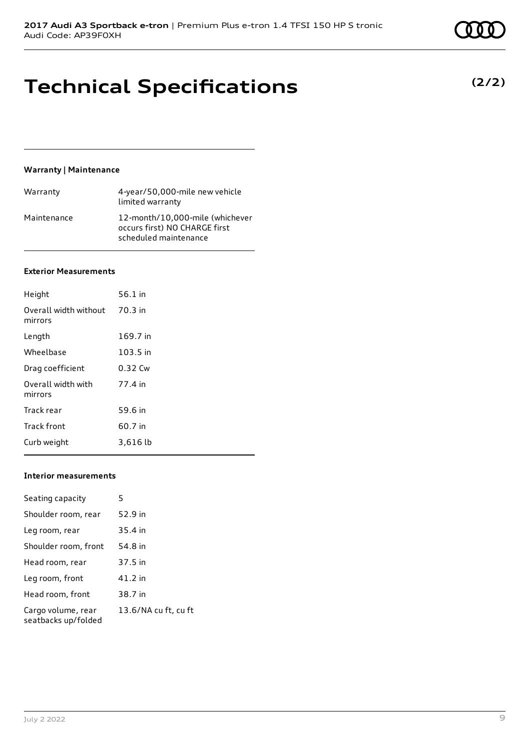# Technical Specifications

**(2/2)**

### Warranty | Maintenance

| | |
|---|---|
| Warranty | 4-year/50,000-mile new vehicle limited warranty |
| Maintenance | 12-month/10,000-mile (whichever occurs first) NO CHARGE first scheduled maintenance |

### Exterior Measurements

| | |
|---|---|
| Height | 56.1 in |
| Overall width without mirrors | 70.3 in |
| Length | 169.7 in |
| Wheelbase | 103.5 in |
| Drag coefficient | 0.32 Cw |
| Overall width with mirrors | 77.4 in |
| Track rear | 59.6 in |
| Track front | 60.7 in |
| Curb weight | 3,616 lb |

### Interior measurements

| | |
|---|---|
| Seating capacity | 5 |
| Shoulder room, rear | 52.9 in |
| Leg room, rear | 35.4 in |
| Shoulder room, front | 54.8 in |
| Head room, rear | 37.5 in |
| Leg room, front | 41.2 in |
| Head room, front | 38.7 in |
| Cargo volume, rear seatbacks up/folded | 13.6/NA cu ft, cu ft |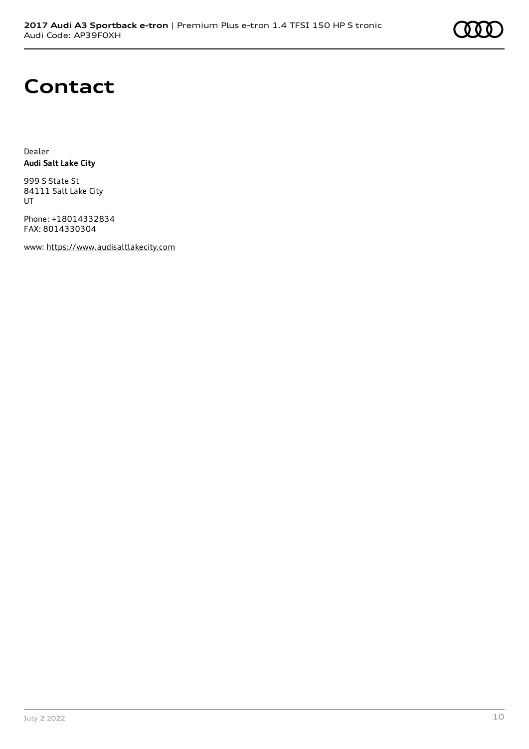# Contact

Dealer
**Audi Salt Lake City**

999 S State St
84111 Salt Lake City
UT

Phone: +18014332834
FAX: 8014330304

www: https://www.audisaltlakecity.com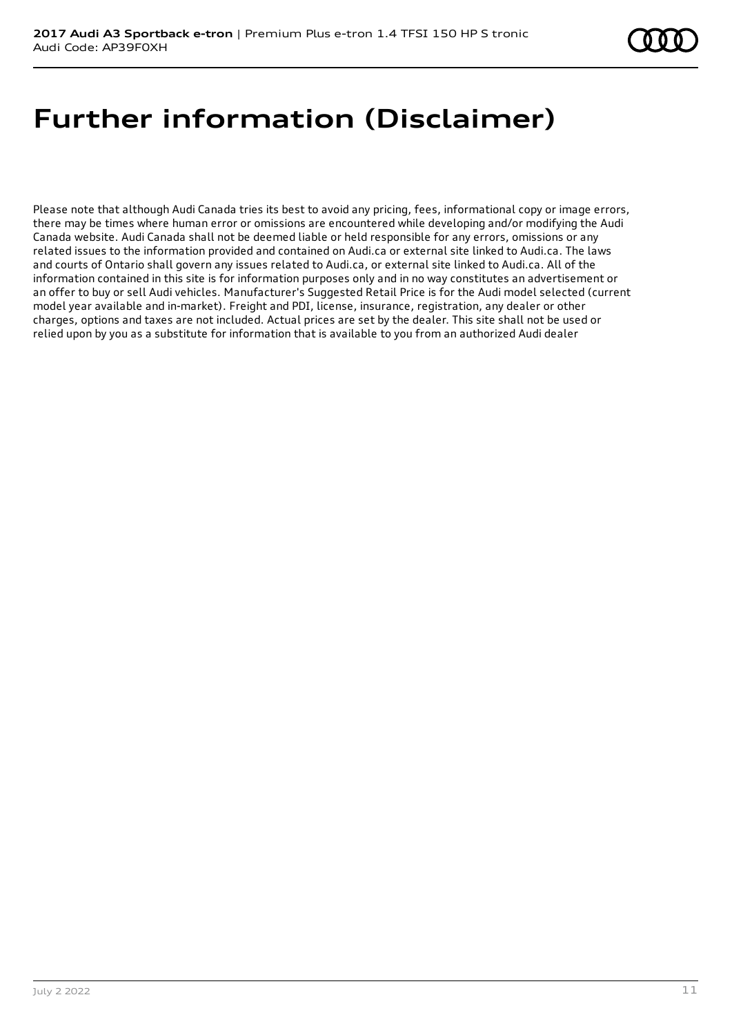# Further information (Disclaimer)

Please note that although Audi Canada tries its best to avoid any pricing, fees, informational copy or image errors, there may be times where human error or omissions are encountered while developing and/or modifying the Audi Canada website. Audi Canada shall not be deemed liable or held responsible for any errors, omissions or any related issues to the information provided and contained on Audi.ca or external site linked to Audi.ca. The laws and courts of Ontario shall govern any issues related to Audi.ca, or external site linked to Audi.ca. All of the information contained in this site is for information purposes only and in no way constitutes an advertisement or an offer to buy or sell Audi vehicles. Manufacturer's Suggested Retail Price is for the Audi model selected (current model year available and in-market). Freight and PDI, license, insurance, registration, any dealer or other charges, options and taxes are not included. Actual prices are set by the dealer. This site shall not be used or relied upon by you as a substitute for information that is available to you from an authorized Audi dealer